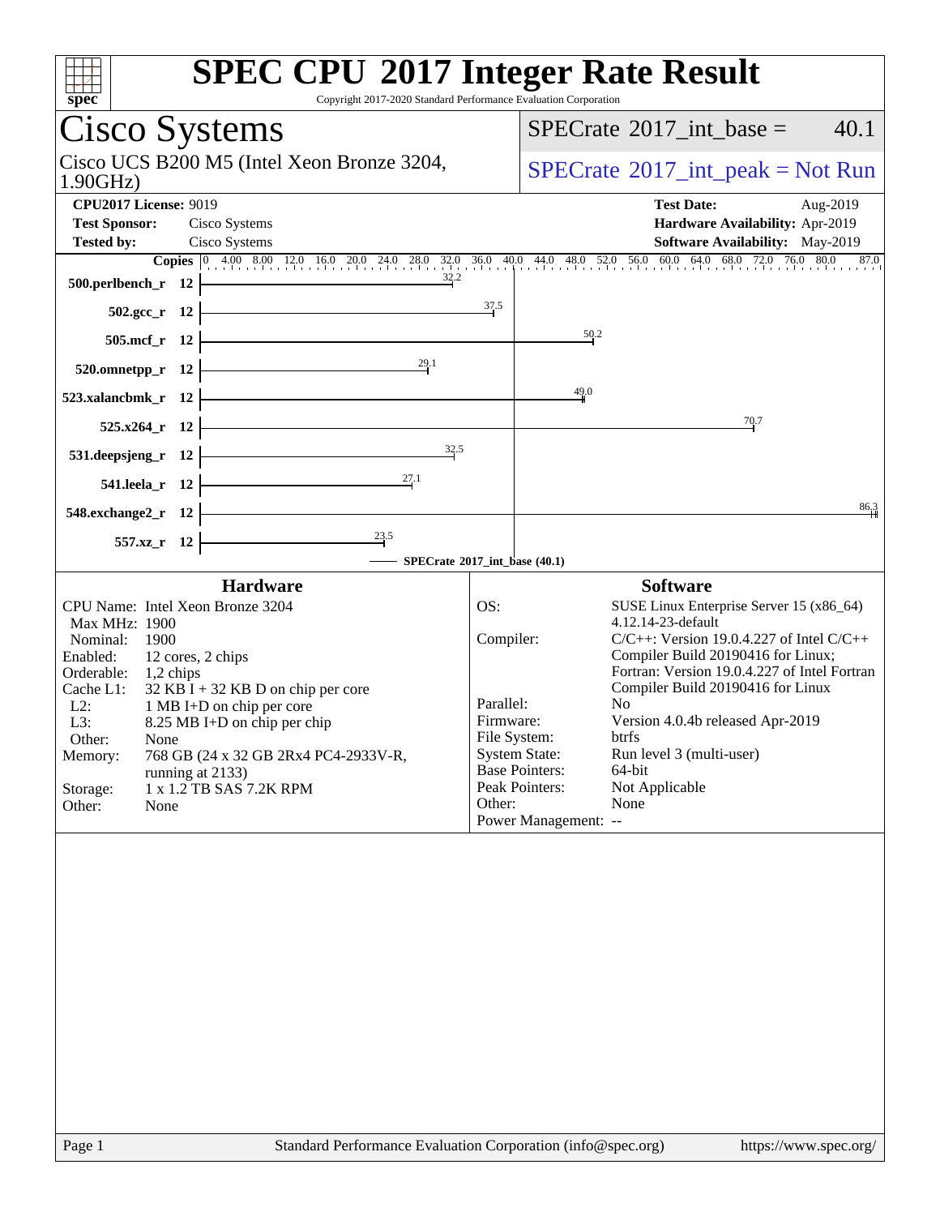# SPEC CPU 2017 Integer Rate Result

Copyright 2017-2020 Standard Performance Evaluation Corporation

## Cisco Systems

Cisco UCS B200 M5 (Intel Xeon Bronze 3204, 1.90GHz)

SPECrate 2017_int_base = 40.1

SPECrate 2017_int_peak = Not Run

**CPU2017 License:** 9019
**Test Sponsor:** Cisco Systems
**Tested by:** Cisco Systems

**Test Date:** Aug-2019
**Hardware Availability:** Apr-2019
**Software Availability:** May-2019

| Benchmark | Copies | SPECrate 2017_int_base |
|---|---|---|
| 500.perlbench_r | 12 | 32.2 |
| 502.gcc_r | 12 | 37.5 |
| 505.mcf_r | 12 | 50.2 |
| 520.omnetpp_r | 12 | 29.1 |
| 523.xalancbmk_r | 12 | 49.0 |
| 525.x264_r | 12 | 70.7 |
| 531.deepsjeng_r | 12 | 32.5 |
| 541.leela_r | 12 | 27.1 |
| 548.exchange2_r | 12 | 86.3 |
| 557.xz_r | 12 | 23.5 |

SPECrate 2017_int_base (40.1)

### Hardware

CPU Name: Intel Xeon Bronze 3204
Max MHz: 1900
Nominal: 1900
Enabled: 12 cores, 2 chips
Orderable: 1,2 chips
Cache L1: 32 KB I + 32 KB D on chip per core
L2: 1 MB I+D on chip per core
L3: 8.25 MB I+D on chip per chip
Other: None
Memory: 768 GB (24 x 32 GB 2Rx4 PC4-2933V-R, running at 2133)
Storage: 1 x 1.2 TB SAS 7.2K RPM
Other: None

### Software

OS: SUSE Linux Enterprise Server 15 (x86_64) 4.12.14-23-default
Compiler: C/C++: Version 19.0.4.227 of Intel C/C++ Compiler Build 20190416 for Linux; Fortran: Version 19.0.4.227 of Intel Fortran Compiler Build 20190416 for Linux
Parallel: No
Firmware: Version 4.0.4b released Apr-2019
File System: btrfs
System State: Run level 3 (multi-user)
Base Pointers: 64-bit
Peak Pointers: Not Applicable
Other: None
Power Management: --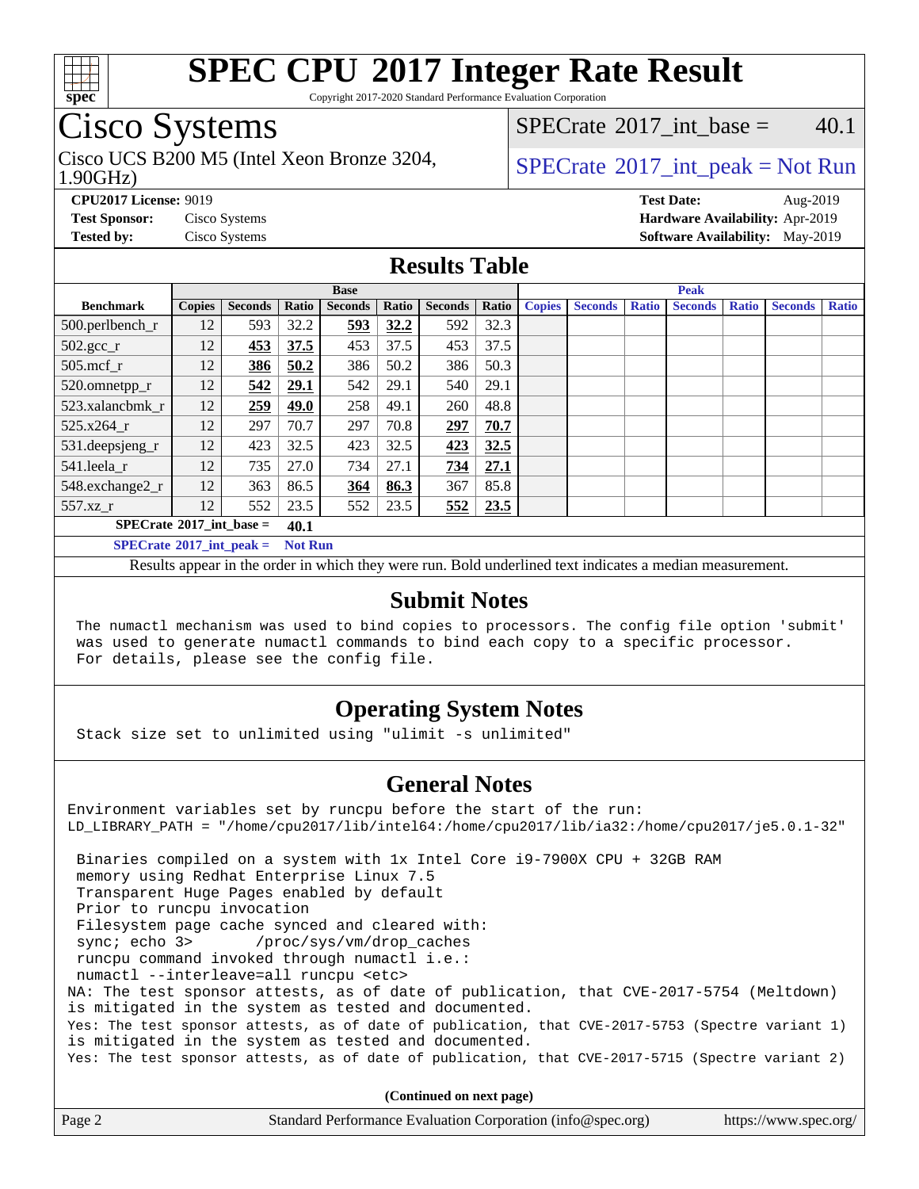# SPEC CPU 2017 Integer Rate Result

Copyright 2017-2020 Standard Performance Evaluation Corporation

## Cisco Systems

Cisco UCS B200 M5 (Intel Xeon Bronze 3204, 1.90GHz)

SPECrate 2017_int_base = 40.1

SPECrate 2017_int_peak = Not Run

**CPU2017 License:** 9019
**Test Sponsor:** Cisco Systems
**Tested by:** Cisco Systems

**Test Date:** Aug-2019
**Hardware Availability:** Apr-2019
**Software Availability:** May-2019

## Results Table

| Benchmark | Base | | | | | | | Peak | | | | | | |
|---|---|---|---|---|---|---|---|---|---|---|---|---|---|---|
| | Copies | Seconds | Ratio | Seconds | Ratio | Seconds | Ratio | Copies | Seconds | Ratio | Seconds | Ratio | Seconds | Ratio |
| 500.perlbench_r | 12 | 593 | 32.2 | **593** | **32.2** | 592 | 32.3 | | | | | | | |
| 502.gcc_r | 12 | **453** | **37.5** | 453 | 37.5 | 453 | 37.5 | | | | | | | |
| 505.mcf_r | 12 | **386** | **50.2** | 386 | 50.2 | 386 | 50.3 | | | | | | | |
| 520.omnetpp_r | 12 | **542** | **29.1** | 542 | 29.1 | 540 | 29.1 | | | | | | | |
| 523.xalancbmk_r | 12 | **259** | **49.0** | 258 | 49.1 | 260 | 48.8 | | | | | | | |
| 525.x264_r | 12 | 297 | 70.7 | 297 | 70.8 | **297** | **70.7** | | | | | | | |
| 531.deepsjeng_r | 12 | 423 | 32.5 | 423 | 32.5 | **423** | **32.5** | | | | | | | |
| 541.leela_r | 12 | 735 | 27.0 | 734 | 27.1 | **734** | **27.1** | | | | | | | |
| 548.exchange2_r | 12 | 363 | 86.5 | **364** | **86.3** | 367 | 85.8 | | | | | | | |
| 557.xz_r | 12 | 552 | 23.5 | 552 | 23.5 | **552** | **23.5** | | | | | | | |

**SPECrate 2017_int_base = 40.1**

**SPECrate 2017_int_peak = Not Run**

Results appear in the order in which they were run. Bold underlined text indicates a median measurement.

## Submit Notes

```
The numactl mechanism was used to bind copies to processors. The config file option 'submit'
was used to generate numactl commands to bind each copy to a specific processor.
For details, please see the config file.
```

## Operating System Notes

```
Stack size set to unlimited using "ulimit -s unlimited"
```

## General Notes

```
Environment variables set by runcpu before the start of the run:
LD_LIBRARY_PATH = "/home/cpu2017/lib/intel64:/home/cpu2017/lib/ia32:/home/cpu2017/je5.0.1-32"

 Binaries compiled on a system with 1x Intel Core i9-7900X CPU + 32GB RAM
 memory using Redhat Enterprise Linux 7.5
 Transparent Huge Pages enabled by default
 Prior to runcpu invocation
 Filesystem page cache synced and cleared with:
 sync; echo 3>       /proc/sys/vm/drop_caches
 runcpu command invoked through numactl i.e.:
 numactl --interleave=all runcpu <etc>
NA: The test sponsor attests, as of date of publication, that CVE-2017-5754 (Meltdown)
is mitigated in the system as tested and documented.
Yes: The test sponsor attests, as of date of publication, that CVE-2017-5753 (Spectre variant 1)
is mitigated in the system as tested and documented.
Yes: The test sponsor attests, as of date of publication, that CVE-2017-5715 (Spectre variant 2)
```

**(Continued on next page)**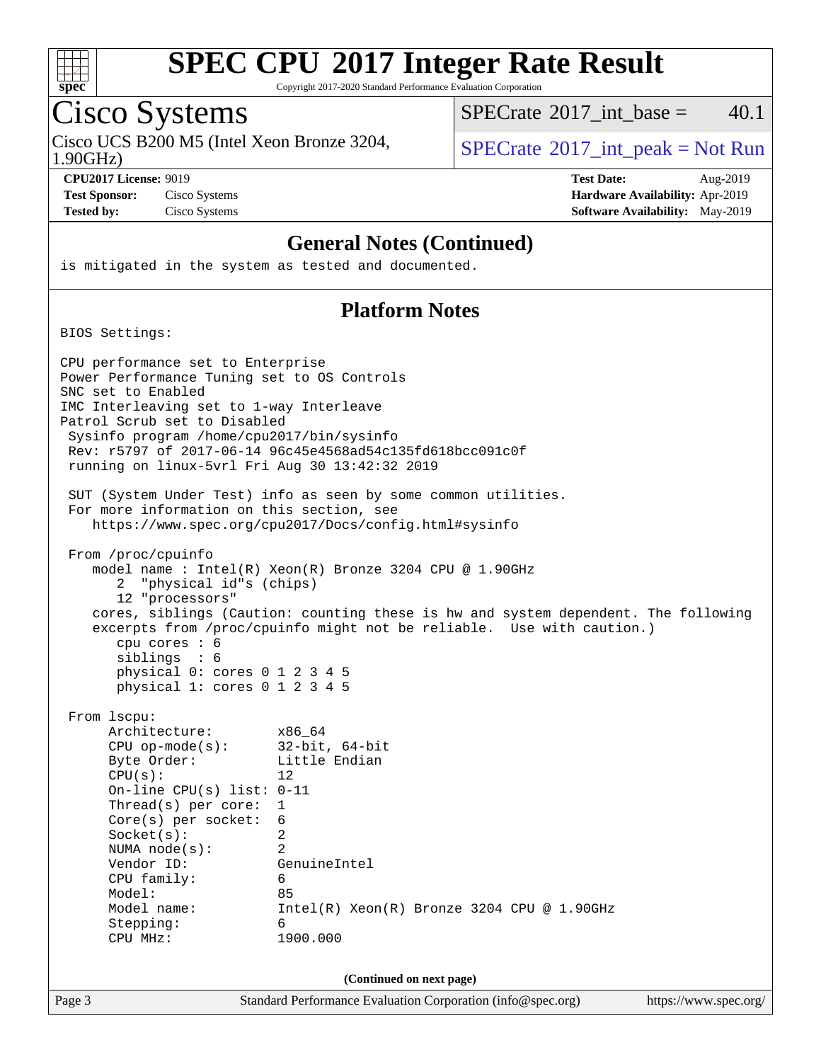## General Notes (Continued)

```
is mitigated in the system as tested and documented.
```

## Platform Notes

```
BIOS Settings:

CPU performance set to Enterprise
Power Performance Tuning set to OS Controls
SNC set to Enabled
IMC Interleaving set to 1-way Interleave
Patrol Scrub set to Disabled
 Sysinfo program /home/cpu2017/bin/sysinfo
 Rev: r5797 of 2017-06-14 96c45e4568ad54c135fd618bcc091c0f
 running on linux-5vrl Fri Aug 30 13:42:32 2019

 SUT (System Under Test) info as seen by some common utilities.
 For more information on this section, see
    https://www.spec.org/cpu2017/Docs/config.html#sysinfo

 From /proc/cpuinfo
    model name : Intel(R) Xeon(R) Bronze 3204 CPU @ 1.90GHz
       2  "physical id"s (chips)
       12 "processors"
    cores, siblings (Caution: counting these is hw and system dependent. The following
    excerpts from /proc/cpuinfo might not be reliable.  Use with caution.)
       cpu cores : 6
       siblings  : 6
       physical 0: cores 0 1 2 3 4 5
       physical 1: cores 0 1 2 3 4 5

 From lscpu:
      Architecture:          x86_64
      CPU op-mode(s):        32-bit, 64-bit
      Byte Order:            Little Endian
      CPU(s):                12
      On-line CPU(s) list: 0-11
      Thread(s) per core:  1
      Core(s) per socket:  6
      Socket(s):             2
      NUMA node(s):          2
      Vendor ID:             GenuineIntel
      CPU family:            6
      Model:                 85
      Model name:            Intel(R) Xeon(R) Bronze 3204 CPU @ 1.90GHz
      Stepping:              6
      CPU MHz:               1900.000
```

(Continued on next page)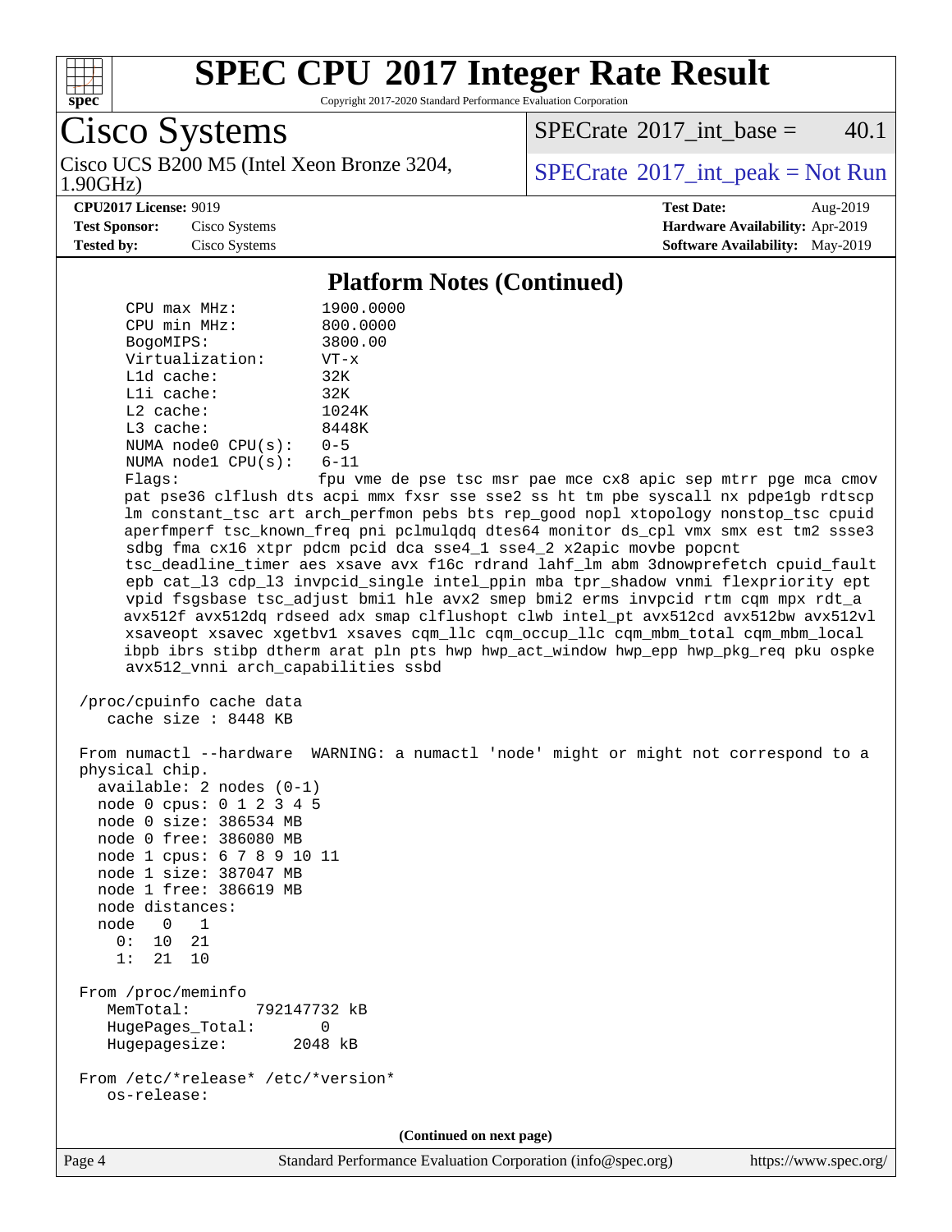# SPEC CPU 2017 Integer Rate Result

Copyright 2017-2020 Standard Performance Evaluation Corporation

**Cisco Systems**

Cisco UCS B200 M5 (Intel Xeon Bronze 3204, 1.90GHz)

SPECrate 2017_int_base = 40.1

SPECrate 2017_int_peak = Not Run

**CPU2017 License:** 9019
**Test Sponsor:** Cisco Systems
**Tested by:** Cisco Systems

**Test Date:** Aug-2019
**Hardware Availability:** Apr-2019
**Software Availability:** May-2019

## Platform Notes (Continued)

```
     CPU max MHz:          1900.0000
     CPU min MHz:          800.0000
     BogoMIPS:             3800.00
     Virtualization:       VT-x
     L1d cache:            32K
     L1i cache:            32K
     L2 cache:             1024K
     L3 cache:             8448K
     NUMA node0 CPU(s):    0-5
     NUMA node1 CPU(s):    6-11
     Flags:                fpu vme de pse tsc msr pae mce cx8 apic sep mtrr pge mca cmov
     pat pse36 clflush dts acpi mmx fxsr sse sse2 ss ht tm pbe syscall nx pdpe1gb rdtscp
     lm constant_tsc art arch_perfmon pebs bts rep_good nopl xtopology nonstop_tsc cpuid
     aperfmperf tsc_known_freq pni pclmulqdq dtes64 monitor ds_cpl vmx smx est tm2 ssse3
     sdbg fma cx16 xtpr pdcm pcid dca sse4_1 sse4_2 x2apic movbe popcnt
     tsc_deadline_timer aes xsave avx f16c rdrand lahf_lm abm 3dnowprefetch cpuid_fault
     epb cat_l3 cdp_l3 invpcid_single intel_ppin mba tpr_shadow vnmi flexpriority ept
     vpid fsgsbase tsc_adjust bmi1 hle avx2 smep bmi2 erms invpcid rtm cqm mpx rdt_a
     avx512f avx512dq rdseed adx smap clflushopt clwb intel_pt avx512cd avx512bw avx512vl
     xsaveopt xsavec xgetbv1 xsaves cqm_llc cqm_occup_llc cqm_mbm_total cqm_mbm_local
     ibpb ibrs stibp dtherm arat pln pts hwp hwp_act_window hwp_epp hwp_pkg_req pku ospke
     avx512_vnni arch_capabilities ssbd

 /proc/cpuinfo cache data
    cache size : 8448 KB

 From numactl --hardware  WARNING: a numactl 'node' might or might not correspond to a
 physical chip.
   available: 2 nodes (0-1)
   node 0 cpus: 0 1 2 3 4 5
   node 0 size: 386534 MB
   node 0 free: 386080 MB
   node 1 cpus: 6 7 8 9 10 11
   node 1 size: 387047 MB
   node 1 free: 386619 MB
   node distances:
   node   0   1
     0:  10  21
     1:  21  10

 From /proc/meminfo
    MemTotal:       792147732 kB
    HugePages_Total:       0
    Hugepagesize:       2048 kB

 From /etc/*release* /etc/*version*
    os-release:
```

(Continued on next page)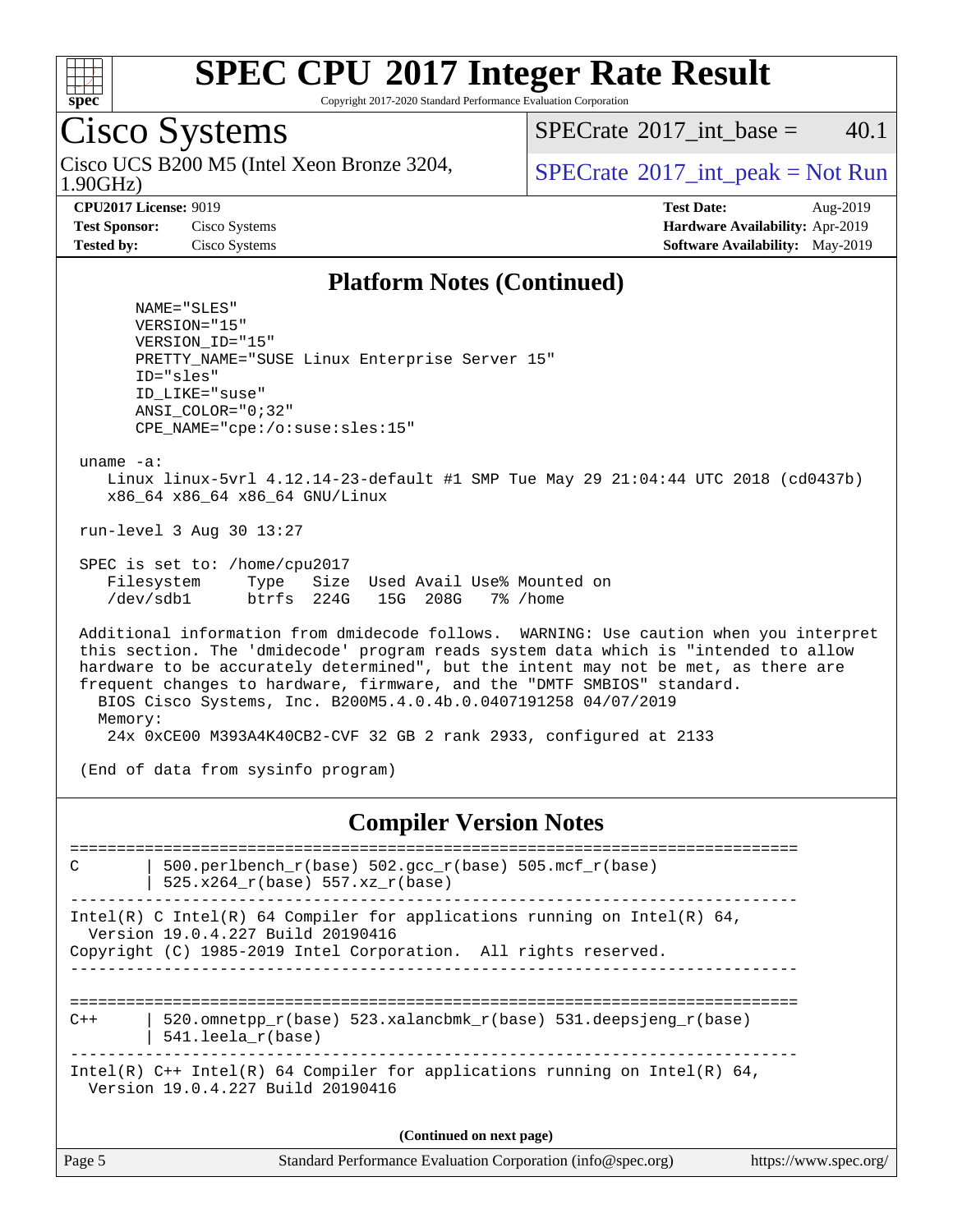# SPEC CPU 2017 Integer Rate Result

Copyright 2017-2020 Standard Performance Evaluation Corporation

## Cisco Systems

Cisco UCS B200 M5 (Intel Xeon Bronze 3204, 1.90GHz)

SPECrate 2017_int_base = 40.1

SPECrate 2017_int_peak = Not Run

**CPU2017 License:** 9019
**Test Sponsor:** Cisco Systems
**Tested by:** Cisco Systems

**Test Date:** Aug-2019
**Hardware Availability:** Apr-2019
**Software Availability:** May-2019

## Platform Notes (Continued)

```
      NAME="SLES"
      VERSION="15"
      VERSION_ID="15"
      PRETTY_NAME="SUSE Linux Enterprise Server 15"
      ID="sles"
      ID_LIKE="suse"
      ANSI_COLOR="0;32"
      CPE_NAME="cpe:/o:suse:sles:15"

 uname -a:
    Linux linux-5vrl 4.12.14-23-default #1 SMP Tue May 29 21:04:44 UTC 2018 (cd0437b)
    x86_64 x86_64 x86_64 GNU/Linux

 run-level 3 Aug 30 13:27

 SPEC is set to: /home/cpu2017
    Filesystem     Type   Size  Used Avail Use% Mounted on
    /dev/sdb1      btrfs  224G   15G  208G   7% /home

 Additional information from dmidecode follows.  WARNING: Use caution when you interpret
 this section. The 'dmidecode' program reads system data which is "intended to allow
 hardware to be accurately determined", but the intent may not be met, as there are
 frequent changes to hardware, firmware, and the "DMTF SMBIOS" standard.
   BIOS Cisco Systems, Inc. B200M5.4.0.4b.0.0407191258 04/07/2019
   Memory:
    24x 0xCE00 M393A4K40CB2-CVF 32 GB 2 rank 2933, configured at 2133

 (End of data from sysinfo program)
```

## Compiler Version Notes

```
==============================================================================
C       | 500.perlbench_r(base) 502.gcc_r(base) 505.mcf_r(base)
        | 525.x264_r(base) 557.xz_r(base)
------------------------------------------------------------------------------
Intel(R) C Intel(R) 64 Compiler for applications running on Intel(R) 64,
  Version 19.0.4.227 Build 20190416
Copyright (C) 1985-2019 Intel Corporation.  All rights reserved.
------------------------------------------------------------------------------

==============================================================================
C++     | 520.omnetpp_r(base) 523.xalancbmk_r(base) 531.deepsjeng_r(base)
        | 541.leela_r(base)
------------------------------------------------------------------------------
Intel(R) C++ Intel(R) 64 Compiler for applications running on Intel(R) 64,
  Version 19.0.4.227 Build 20190416
```

(Continued on next page)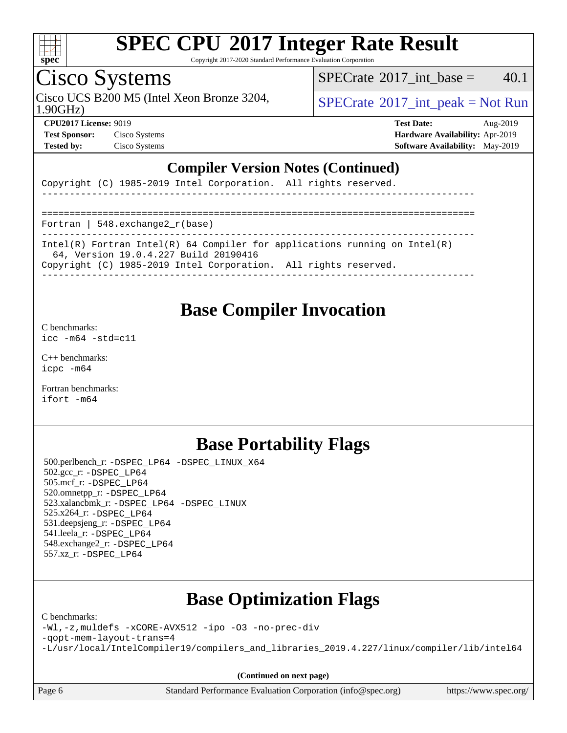# SPEC CPU 2017 Integer Rate Result

Copyright 2017-2020 Standard Performance Evaluation Corporation

## Cisco Systems

Cisco UCS B200 M5 (Intel Xeon Bronze 3204, 1.90GHz)

SPECrate 2017_int_base = 40.1

SPECrate 2017_int_peak = Not Run

**CPU2017 License:** 9019
**Test Sponsor:** Cisco Systems
**Tested by:** Cisco Systems

**Test Date:** Aug-2019
**Hardware Availability:** Apr-2019
**Software Availability:** May-2019

### Compiler Version Notes (Continued)

```
Copyright (C) 1985-2019 Intel Corporation.  All rights reserved.
------------------------------------------------------------------------------

==============================================================================
Fortran | 548.exchange2_r(base)
------------------------------------------------------------------------------
Intel(R) Fortran Intel(R) 64 Compiler for applications running on Intel(R)
  64, Version 19.0.4.227 Build 20190416
Copyright (C) 1985-2019 Intel Corporation.  All rights reserved.
------------------------------------------------------------------------------
```

## Base Compiler Invocation

C benchmarks:
`icc -m64 -std=c11`

C++ benchmarks:
`icpc -m64`

Fortran benchmarks:
`ifort -m64`

## Base Portability Flags

500.perlbench_r: -DSPEC_LP64 -DSPEC_LINUX_X64
502.gcc_r: -DSPEC_LP64
505.mcf_r: -DSPEC_LP64
520.omnetpp_r: -DSPEC_LP64
523.xalancbmk_r: -DSPEC_LP64 -DSPEC_LINUX
525.x264_r: -DSPEC_LP64
531.deepsjeng_r: -DSPEC_LP64
541.leela_r: -DSPEC_LP64
548.exchange2_r: -DSPEC_LP64
557.xz_r: -DSPEC_LP64

## Base Optimization Flags

C benchmarks:

```
-Wl,-z,muldefs -xCORE-AVX512 -ipo -O3 -no-prec-div
-qopt-mem-layout-trans=4
-L/usr/local/IntelCompiler19/compilers_and_libraries_2019.4.227/linux/compiler/lib/intel64
```

**(Continued on next page)**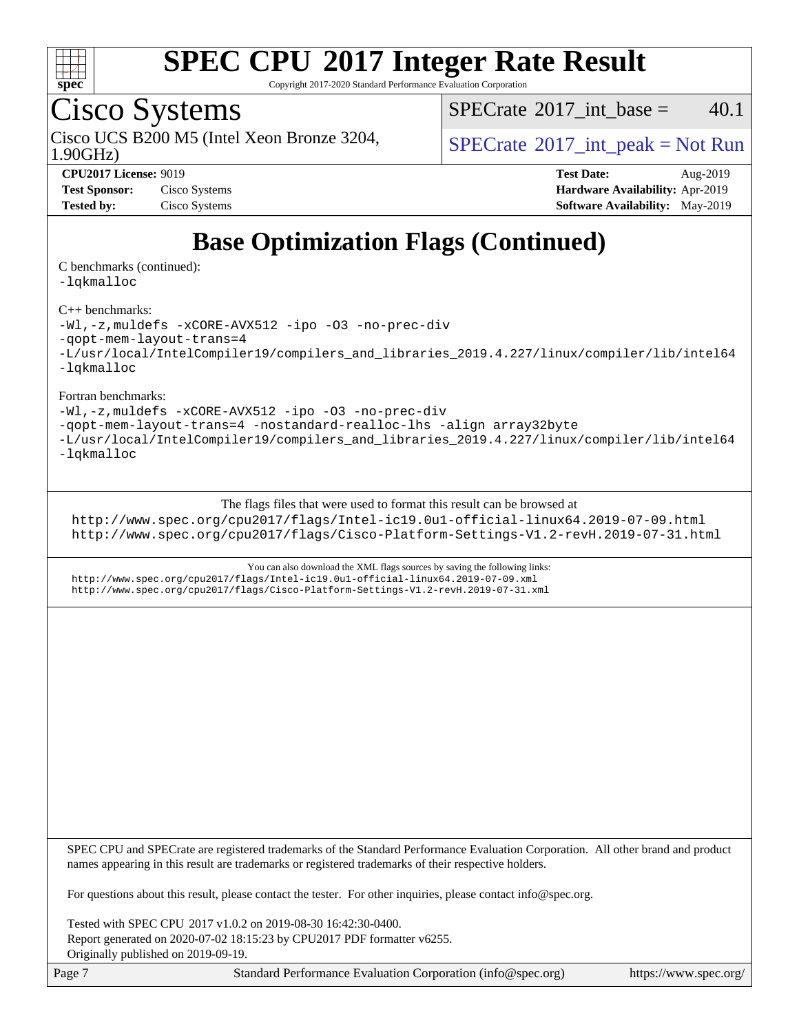# Base Optimization Flags (Continued)

C benchmarks (continued):
```
-lqkmalloc
```

C++ benchmarks:
```
-Wl,-z,muldefs -xCORE-AVX512 -ipo -O3 -no-prec-div
-qopt-mem-layout-trans=4
-L/usr/local/IntelCompiler19/compilers_and_libraries_2019.4.227/linux/compiler/lib/intel64
-lqkmalloc
```

Fortran benchmarks:
```
-Wl,-z,muldefs -xCORE-AVX512 -ipo -O3 -no-prec-div
-qopt-mem-layout-trans=4 -nostandard-realloc-lhs -align array32byte
-L/usr/local/IntelCompiler19/compilers_and_libraries_2019.4.227/linux/compiler/lib/intel64
-lqkmalloc
```

The flags files that were used to format this result can be browsed at
http://www.spec.org/cpu2017/flags/Intel-ic19.0u1-official-linux64.2019-07-09.html
http://www.spec.org/cpu2017/flags/Cisco-Platform-Settings-V1.2-revH.2019-07-31.html

You can also download the XML flags sources by saving the following links:
http://www.spec.org/cpu2017/flags/Intel-ic19.0u1-official-linux64.2019-07-09.xml
http://www.spec.org/cpu2017/flags/Cisco-Platform-Settings-V1.2-revH.2019-07-31.xml

SPEC CPU and SPECrate are registered trademarks of the Standard Performance Evaluation Corporation. All other brand and product names appearing in this result are trademarks or registered trademarks of their respective holders.

For questions about this result, please contact the tester. For other inquiries, please contact info@spec.org.

Tested with SPEC CPU 2017 v1.0.2 on 2019-08-30 16:42:30-0400.
Report generated on 2020-07-02 18:15:23 by CPU2017 PDF formatter v6255.
Originally published on 2019-09-19.